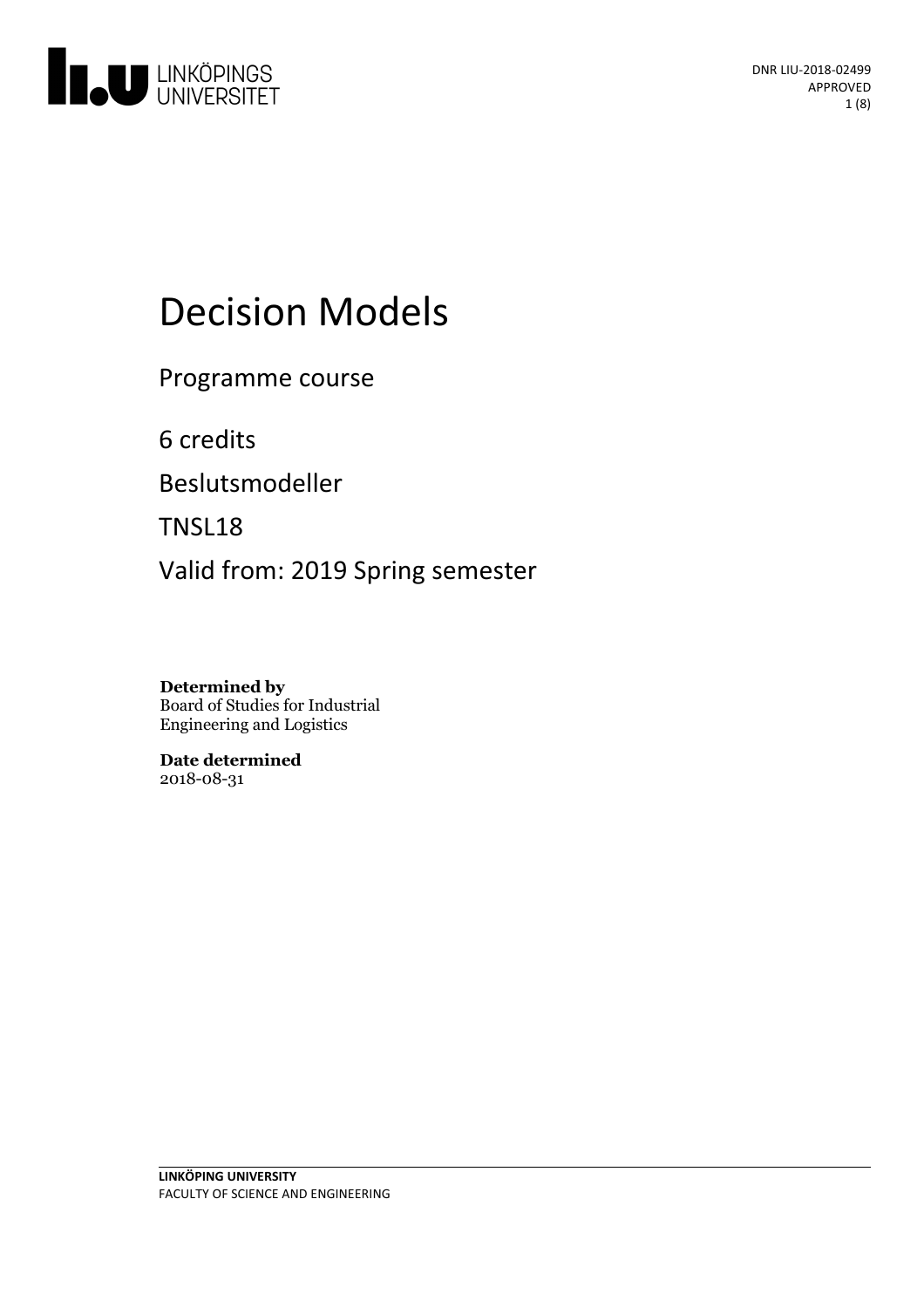DNR LIU-2018-02499
APPROVED

# Decision Models

Programme course

6 credits

Beslutsmodeller

TNSL18

Valid from: 2019 Spring semester

**Determined by**
Board of Studies for Industrial Engineering and Logistics

**Date determined**
2018-08-31

**LINKÖPING UNIVERSITY**
FACULTY OF SCIENCE AND ENGINEERING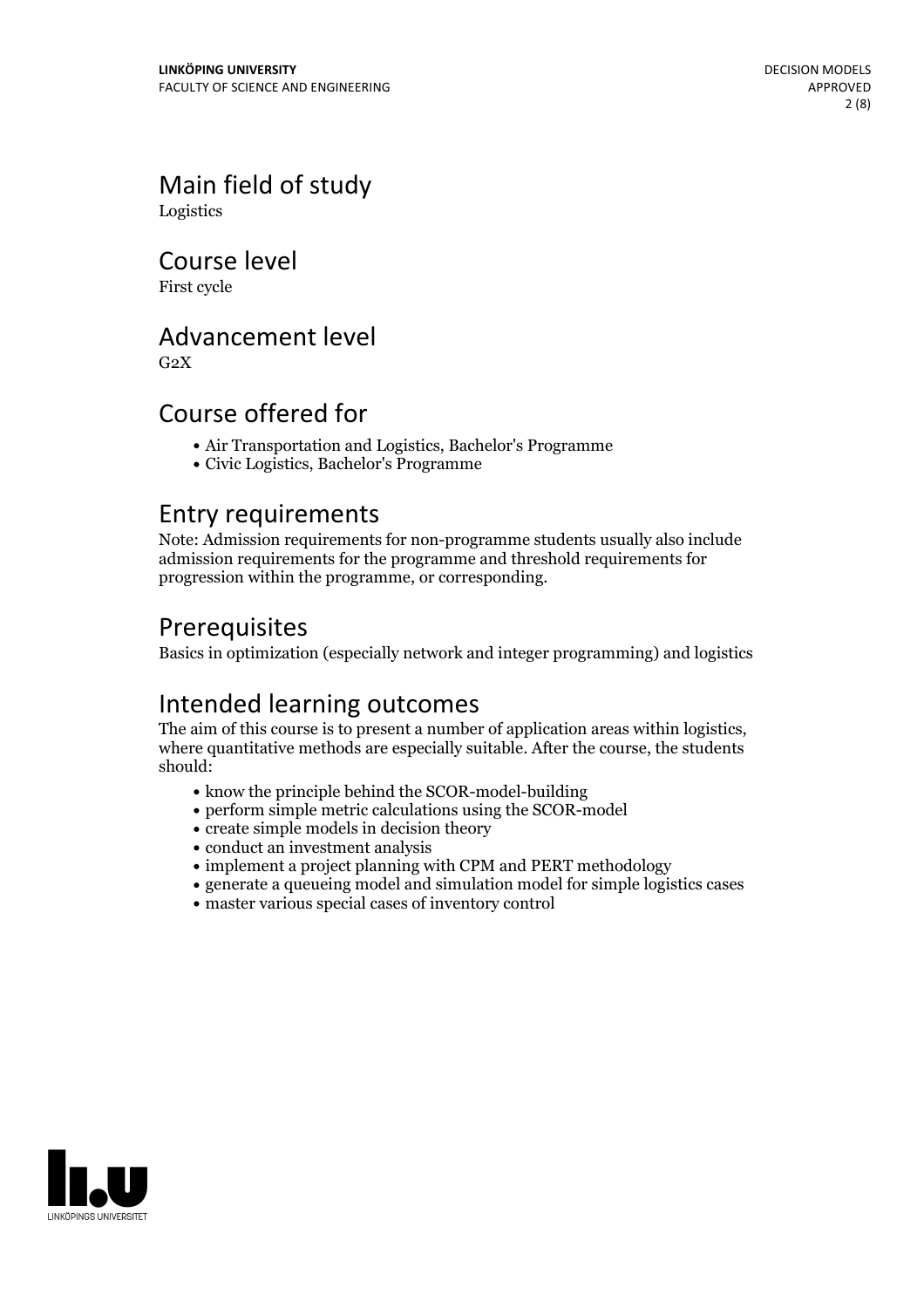## Main field of study

Logistics

## Course level

First cycle

## Advancement level

G2X

## Course offered for

- Air Transportation and Logistics, Bachelor's Programme
- Civic Logistics, Bachelor's Programme

## Entry requirements

Note: Admission requirements for non-programme students usually also include admission requirements for the programme and threshold requirements for progression within the programme, or corresponding.

## Prerequisites

Basics in optimization (especially network and integer programming) and logistics

## Intended learning outcomes

The aim of this course is to present a number of application areas within logistics, where quantitative methods are especially suitable. After the course, the students should:

- know the principle behind the SCOR-model-building
- perform simple metric calculations using the SCOR-model
- create simple models in decision theory
- conduct an investment analysis
- implement a project planning with CPM and PERT methodology
- generate a queueing model and simulation model for simple logistics cases
- master various special cases of inventory control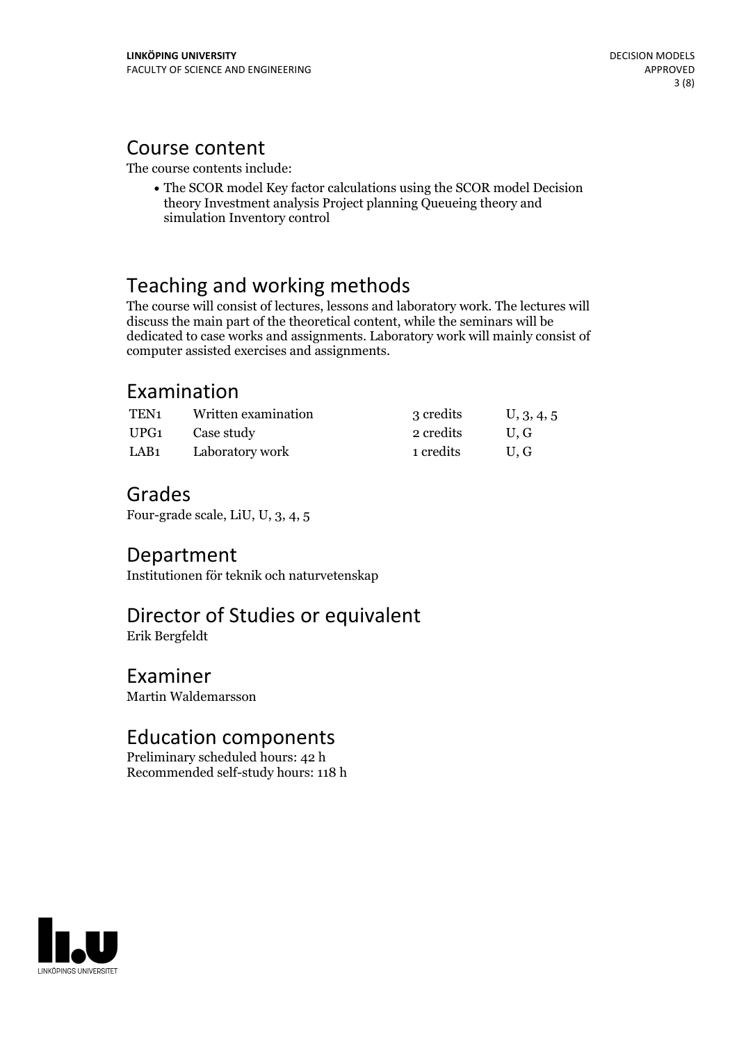## Course content

The course contents include:

- The SCOR model Key factor calculations using the SCOR model Decision theory Investment analysis Project planning Queueing theory and simulation Inventory control

## Teaching and working methods

The course will consist of lectures, lessons and laboratory work. The lectures will discuss the main part of the theoretical content, while the seminars will be dedicated to case works and assignments. Laboratory work will mainly consist of computer assisted exercises and assignments.

## Examination

| | | | |
|---|---|---|---|
| TEN1 | Written examination | 3 credits | U, 3, 4, 5 |
| UPG1 | Case study | 2 credits | U, G |
| LAB1 | Laboratory work | 1 credits | U, G |

## Grades

Four-grade scale, LiU, U, 3, 4, 5

## Department

Institutionen för teknik och naturvetenskap

## Director of Studies or equivalent

Erik Bergfeldt

## Examiner

Martin Waldemarsson

## Education components

Preliminary scheduled hours: 42 h
Recommended self-study hours: 118 h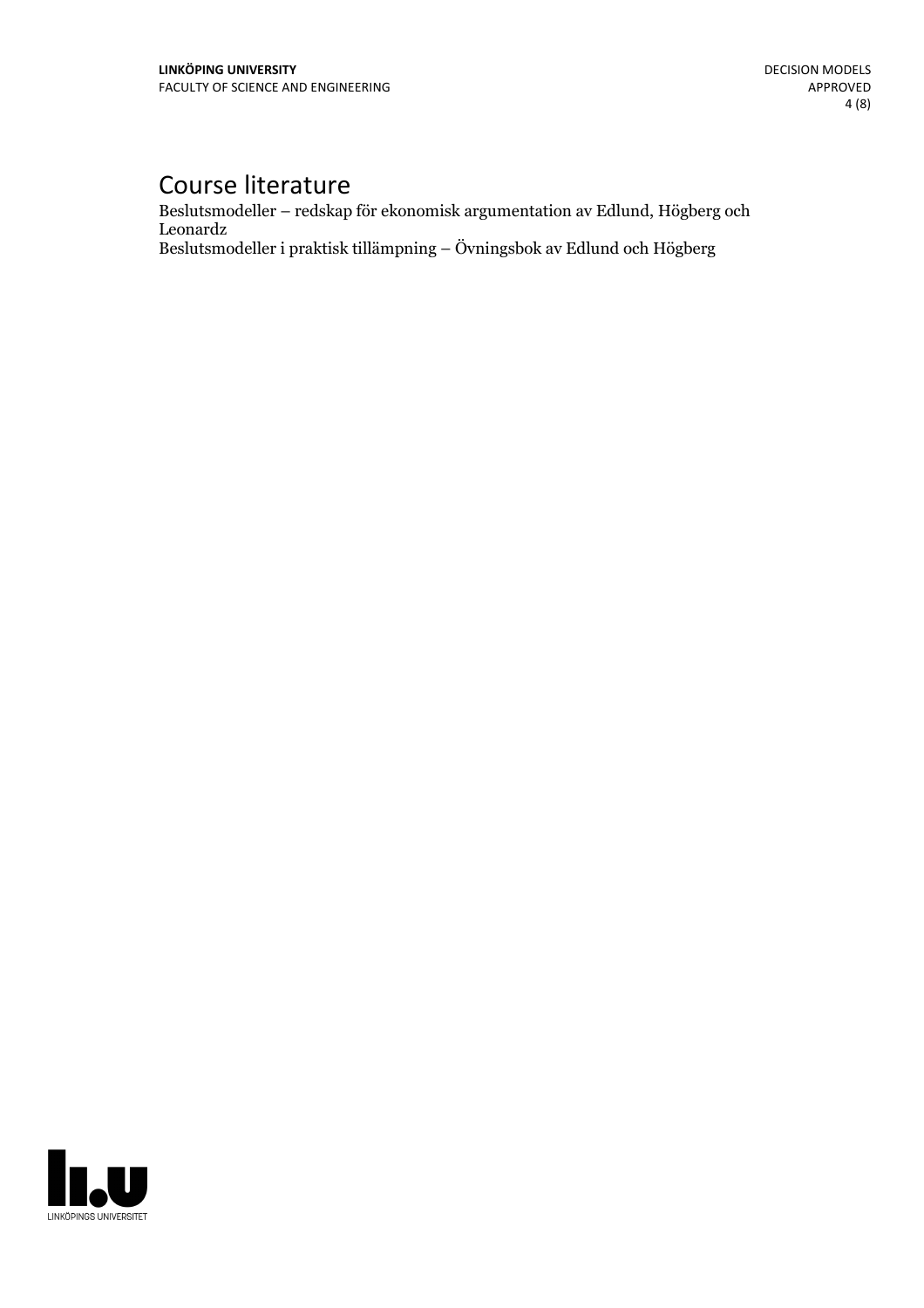# Course literature

Beslutsmodeller – redskap för ekonomisk argumentation av Edlund, Högberg och Leonardz
Beslutsmodeller i praktisk tillämpning – Övningsbok av Edlund och Högberg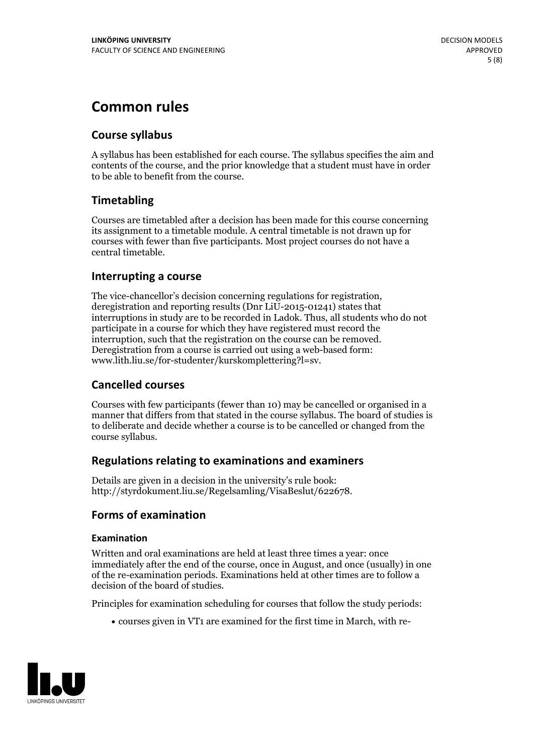# Common rules

## Course syllabus

A syllabus has been established for each course. The syllabus specifies the aim and contents of the course, and the prior knowledge that a student must have in order to be able to benefit from the course.

## Timetabling

Courses are timetabled after a decision has been made for this course concerning its assignment to a timetable module. A central timetable is not drawn up for courses with fewer than five participants. Most project courses do not have a central timetable.

## Interrupting a course

The vice-chancellor's decision concerning regulations for registration, deregistration and reporting results (Dnr LiU-2015-01241) states that interruptions in study are to be recorded in Ladok. Thus, all students who do not participate in a course for which they have registered must record the interruption, such that the registration on the course can be removed. Deregistration from a course is carried out using a web-based form: www.lith.liu.se/for-studenter/kurskomplettering?l=sv.

## Cancelled courses

Courses with few participants (fewer than 10) may be cancelled or organised in a manner that differs from that stated in the course syllabus. The board of studies is to deliberate and decide whether a course is to be cancelled or changed from the course syllabus.

## Regulations relating to examinations and examiners

Details are given in a decision in the university's rule book: http://styrdokument.liu.se/Regelsamling/VisaBeslut/622678.

## Forms of examination

### Examination

Written and oral examinations are held at least three times a year: once immediately after the end of the course, once in August, and once (usually) in one of the re-examination periods. Examinations held at other times are to follow a decision of the board of studies.

Principles for examination scheduling for courses that follow the study periods:

- courses given in VT1 are examined for the first time in March, with re-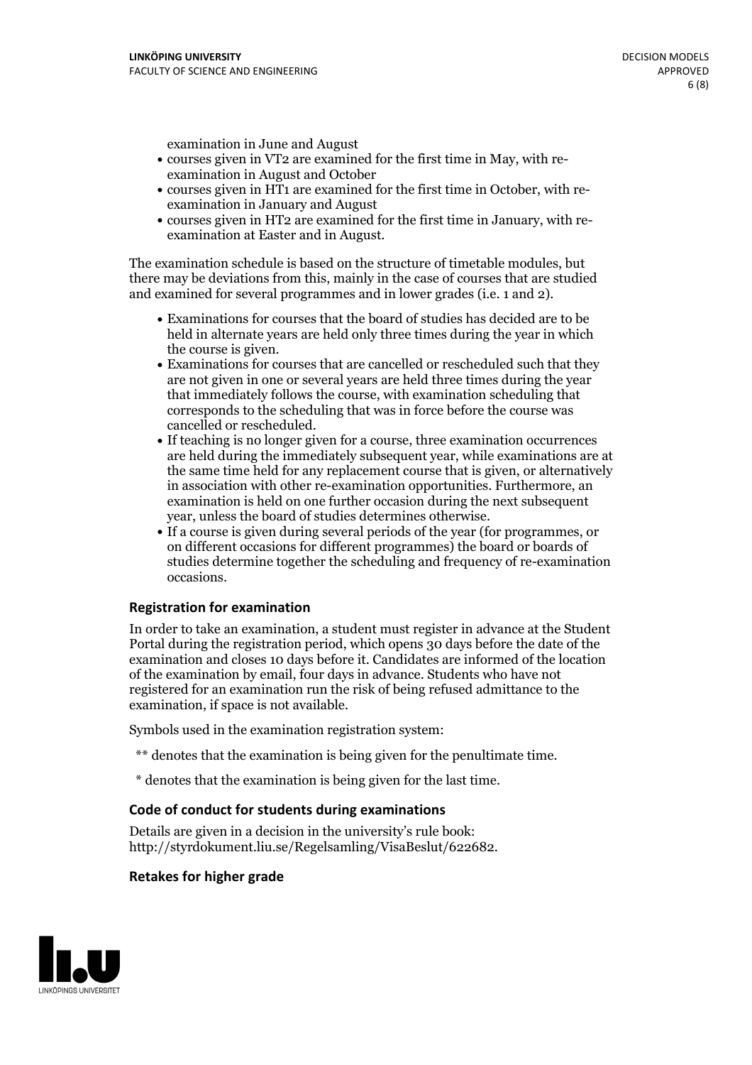examination in June and August

- courses given in VT2 are examined for the first time in May, with re-examination in August and October
- courses given in HT1 are examined for the first time in October, with re-examination in January and August
- courses given in HT2 are examined for the first time in January, with re-examination at Easter and in August.

The examination schedule is based on the structure of timetable modules, but there may be deviations from this, mainly in the case of courses that are studied and examined for several programmes and in lower grades (i.e. 1 and 2).

- Examinations for courses that the board of studies has decided are to be held in alternate years are held only three times during the year in which the course is given.
- Examinations for courses that are cancelled or rescheduled such that they are not given in one or several years are held three times during the year that immediately follows the course, with examination scheduling that corresponds to the scheduling that was in force before the course was cancelled or rescheduled.
- If teaching is no longer given for a course, three examination occurrences are held during the immediately subsequent year, while examinations are at the same time held for any replacement course that is given, or alternatively in association with other re-examination opportunities. Furthermore, an examination is held on one further occasion during the next subsequent year, unless the board of studies determines otherwise.
- If a course is given during several periods of the year (for programmes, or on different occasions for different programmes) the board or boards of studies determine together the scheduling and frequency of re-examination occasions.

### Registration for examination

In order to take an examination, a student must register in advance at the Student Portal during the registration period, which opens 30 days before the date of the examination and closes 10 days before it. Candidates are informed of the location of the examination by email, four days in advance. Students who have not registered for an examination run the risk of being refused admittance to the examination, if space is not available.

Symbols used in the examination registration system:

** denotes that the examination is being given for the penultimate time.

* denotes that the examination is being given for the last time.

### Code of conduct for students during examinations

Details are given in a decision in the university's rule book: http://styrdokument.liu.se/Regelsamling/VisaBeslut/622682.

### Retakes for higher grade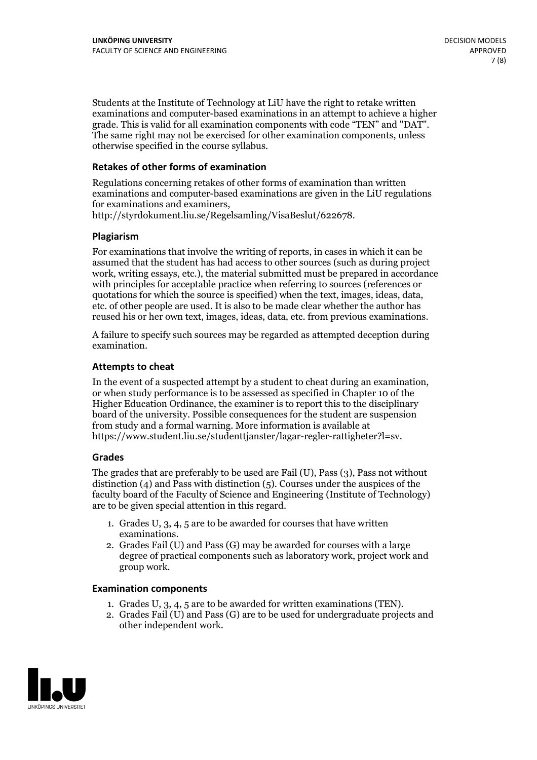Students at the Institute of Technology at LiU have the right to retake written examinations and computer-based examinations in an attempt to achieve a higher grade. This is valid for all examination components with code "TEN" and "DAT". The same right may not be exercised for other examination components, unless otherwise specified in the course syllabus.

### Retakes of other forms of examination

Regulations concerning retakes of other forms of examination than written examinations and computer-based examinations are given in the LiU regulations for examinations and examiners, http://styrdokument.liu.se/Regelsamling/VisaBeslut/622678.

### Plagiarism

For examinations that involve the writing of reports, in cases in which it can be assumed that the student has had access to other sources (such as during project work, writing essays, etc.), the material submitted must be prepared in accordance with principles for acceptable practice when referring to sources (references or quotations for which the source is specified) when the text, images, ideas, data, etc. of other people are used. It is also to be made clear whether the author has reused his or her own text, images, ideas, data, etc. from previous examinations.

A failure to specify such sources may be regarded as attempted deception during examination.

### Attempts to cheat

In the event of a suspected attempt by a student to cheat during an examination, or when study performance is to be assessed as specified in Chapter 10 of the Higher Education Ordinance, the examiner is to report this to the disciplinary board of the university. Possible consequences for the student are suspension from study and a formal warning. More information is available at https://www.student.liu.se/studenttjanster/lagar-regler-rattigheter?l=sv.

### Grades

The grades that are preferably to be used are Fail (U), Pass (3), Pass not without distinction (4) and Pass with distinction (5). Courses under the auspices of the faculty board of the Faculty of Science and Engineering (Institute of Technology) are to be given special attention in this regard.

1. Grades U, 3, 4, 5 are to be awarded for courses that have written examinations.
2. Grades Fail (U) and Pass (G) may be awarded for courses with a large degree of practical components such as laboratory work, project work and group work.

### Examination components

1. Grades U, 3, 4, 5 are to be awarded for written examinations (TEN).
2. Grades Fail (U) and Pass (G) are to be used for undergraduate projects and other independent work.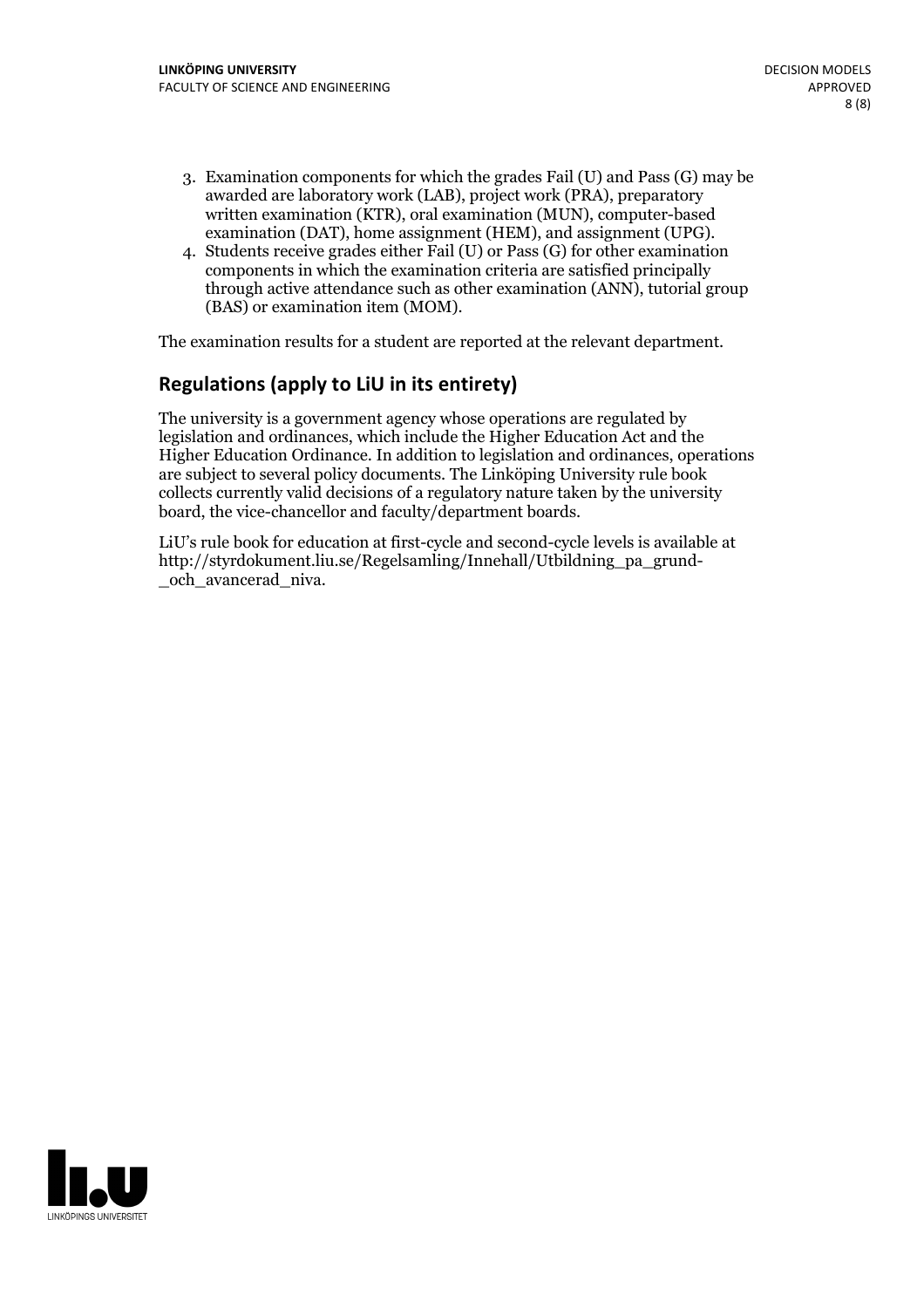3. Examination components for which the grades Fail (U) and Pass (G) may be awarded are laboratory work (LAB), project work (PRA), preparatory written examination (KTR), oral examination (MUN), computer-based examination (DAT), home assignment (HEM), and assignment (UPG).
4. Students receive grades either Fail (U) or Pass (G) for other examination components in which the examination criteria are satisfied principally through active attendance such as other examination (ANN), tutorial group (BAS) or examination item (MOM).

The examination results for a student are reported at the relevant department.

## Regulations (apply to LiU in its entirety)

The university is a government agency whose operations are regulated by legislation and ordinances, which include the Higher Education Act and the Higher Education Ordinance. In addition to legislation and ordinances, operations are subject to several policy documents. The Linköping University rule book collects currently valid decisions of a regulatory nature taken by the university board, the vice-chancellor and faculty/department boards.

LiU's rule book for education at first-cycle and second-cycle levels is available at http://styrdokument.liu.se/Regelsamling/Innehall/Utbildning_pa_grund-_och_avancerad_niva.